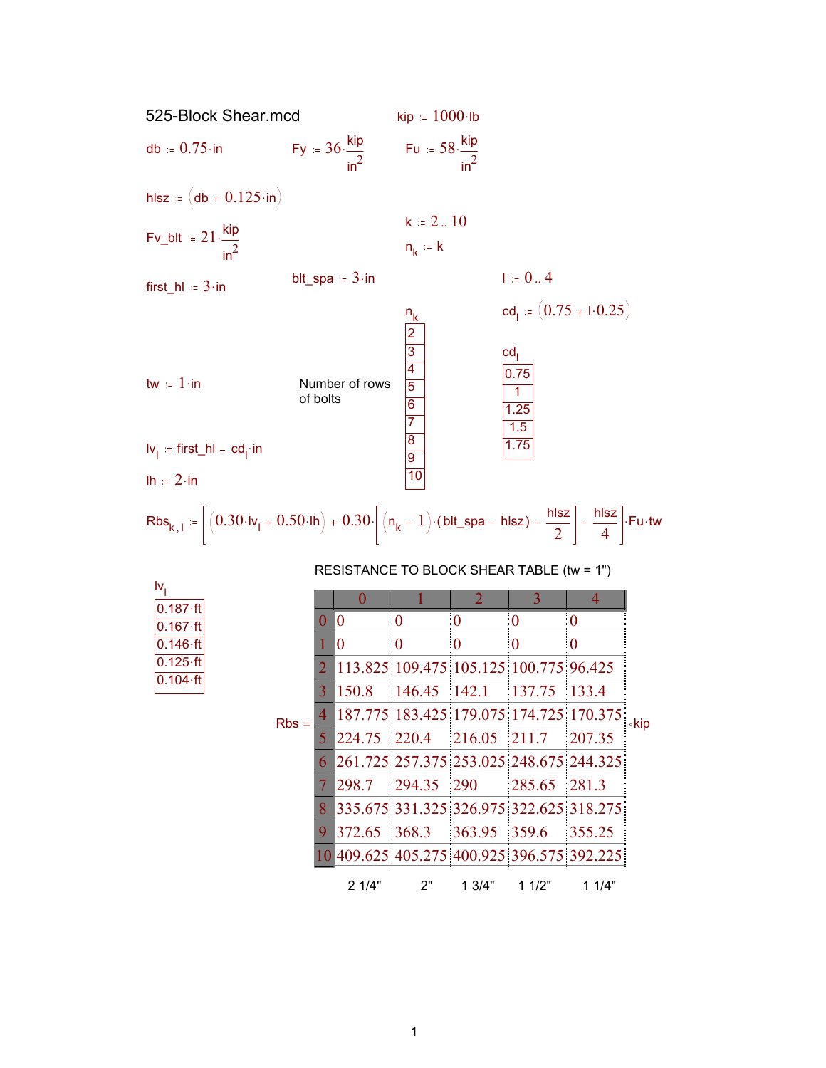# 525-Block Shear.mcd

$kip := 1000 \cdot lb$

$db := 0.75 \cdot in$ $\quad Fy := 36 \cdot \frac{kip}{in^2}$ $\quad Fu := 58 \cdot \frac{kip}{in^2}$

$hlsz := (db + 0.125 \cdot in)$

$k := 2..10$

$Fv\_blt := 21 \cdot \frac{kip}{in^2}$

$n_k := k$

$first\_hl := 3 \cdot in$ $\quad blt\_spa := 3 \cdot in$ $\quad l := 0..4$

$cd_l := (0.75 + l \cdot 0.25)$

$tw := 1 \cdot in$

Number of rows of bolts

| $n_k$ |
|---|
| 2 |
| 3 |
| 4 |
| 5 |
| 6 |
| 7 |
| 8 |
| 9 |
| 10 |

| $cd_l$ |
|---|
| 0.75 |
| 1 |
| 1.25 |
| 1.5 |
| 1.75 |

$lv_l := first\_hl - cd_l \cdot in$

$lh := 2 \cdot in$

$$Rbs_{k,l} := \left[(0.30 \cdot lv_l + 0.50 \cdot lh) + 0.30 \cdot \left[(n_k - 1) \cdot (blt\_spa - hlsz) - \frac{hlsz}{2}\right] - \frac{hlsz}{4}\right] \cdot Fu \cdot tw$$

| $lv_l$ |
|---|
| 0.187·ft |
| 0.167·ft |
| 0.146·ft |
| 0.125·ft |
| 0.104·ft |

RESISTANCE TO BLOCK SHEAR TABLE (tw = 1")

Rbs = (·kip)

| | 0 | 1 | 2 | 3 | 4 |
|---|---|---|---|---|---|
| 0 | 0 | 0 | 0 | 0 | 0 |
| 1 | 0 | 0 | 0 | 0 | 0 |
| 2 | 113.825 | 109.475 | 105.125 | 100.775 | 96.425 |
| 3 | 150.8 | 146.45 | 142.1 | 137.75 | 133.4 |
| 4 | 187.775 | 183.425 | 179.075 | 174.725 | 170.375 |
| 5 | 224.75 | 220.4 | 216.05 | 211.7 | 207.35 |
| 6 | 261.725 | 257.375 | 253.025 | 248.675 | 244.325 |
| 7 | 298.7 | 294.35 | 290 | 285.65 | 281.3 |
| 8 | 335.675 | 331.325 | 326.975 | 322.625 | 318.275 |
| 9 | 372.65 | 368.3 | 363.95 | 359.6 | 355.25 |
| 10 | 409.625 | 405.275 | 400.925 | 396.575 | 392.225 |
| | 2 1/4" | 2" | 1 3/4" | 1 1/2" | 1 1/4" |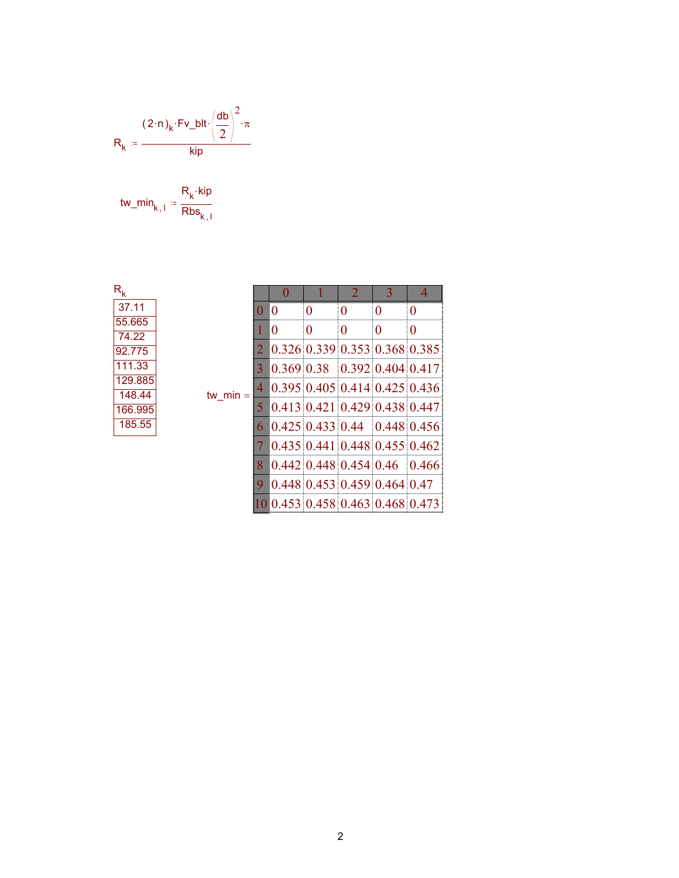$$R_k := \frac{(2 \cdot n)_k \cdot Fv\_blt \cdot \left(\frac{db}{2}\right)^2 \cdot \pi}{kip}$$

$$tw\_min_{k,l} := \frac{R_k \cdot kip}{Rbs_{k,l}}$$

| $R_k$ |
| --- |
| 37.11 |
| 55.665 |
| 74.22 |
| 92.775 |
| 111.33 |
| 129.885 |
| 148.44 |
| 166.995 |
| 185.55 |

tw_min =

| | 0 | 1 | 2 | 3 | 4 |
| --- | --- | --- | --- | --- | --- |
| 0 | 0 | 0 | 0 | 0 | 0 |
| 1 | 0 | 0 | 0 | 0 | 0 |
| 2 | 0.326 | 0.339 | 0.353 | 0.368 | 0.385 |
| 3 | 0.369 | 0.38 | 0.392 | 0.404 | 0.417 |
| 4 | 0.395 | 0.405 | 0.414 | 0.425 | 0.436 |
| 5 | 0.413 | 0.421 | 0.429 | 0.438 | 0.447 |
| 6 | 0.425 | 0.433 | 0.44 | 0.448 | 0.456 |
| 7 | 0.435 | 0.441 | 0.448 | 0.455 | 0.462 |
| 8 | 0.442 | 0.448 | 0.454 | 0.46 | 0.466 |
| 9 | 0.448 | 0.453 | 0.459 | 0.464 | 0.47 |
| 10 | 0.453 | 0.458 | 0.463 | 0.468 | 0.473 |